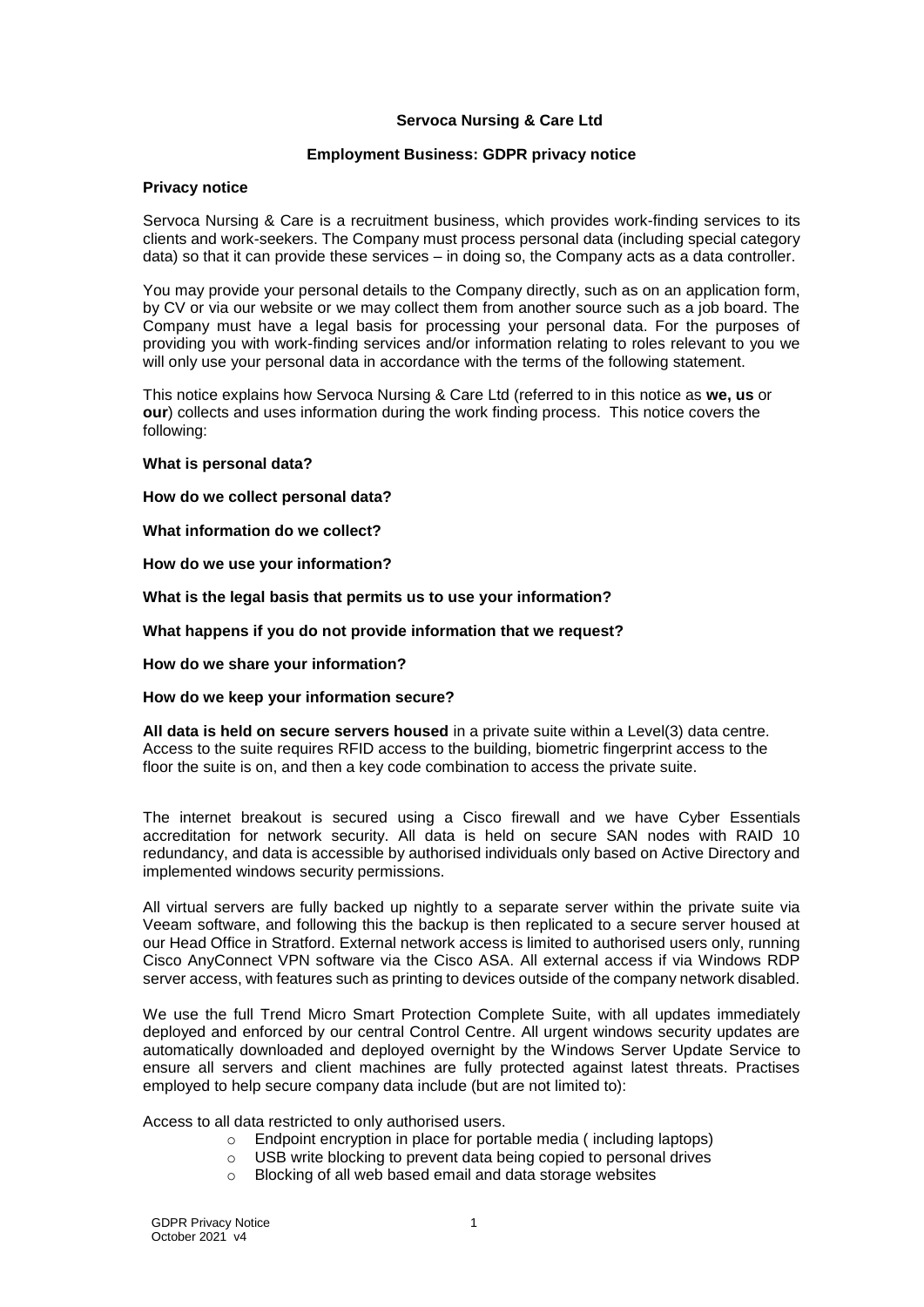**Servoca Nursing & Care Ltd**

**Employment Business: GDPR privacy notice**

**Privacy notice**

Servoca Nursing & Care is a recruitment business, which provides work-finding services to its clients and work-seekers. The Company must process personal data (including special category data) so that it can provide these services – in doing so, the Company acts as a data controller.

You may provide your personal details to the Company directly, such as on an application form, by CV or via our website or we may collect them from another source such as a job board. The Company must have a legal basis for processing your personal data. For the purposes of providing you with work-finding services and/or information relating to roles relevant to you we will only use your personal data in accordance with the terms of the following statement.

This notice explains how Servoca Nursing & Care Ltd (referred to in this notice as **we, us** or **our**) collects and uses information during the work finding process. This notice covers the following:

**What is personal data?**

**How do we collect personal data?**

**What information do we collect?**

**How do we use your information?**

**What is the legal basis that permits us to use your information?**

**What happens if you do not provide information that we request?**

**How do we share your information?**

**How do we keep your information secure?**

**All data is held on secure servers housed** in a private suite within a Level(3) data centre. Access to the suite requires RFID access to the building, biometric fingerprint access to the floor the suite is on, and then a key code combination to access the private suite.

The internet breakout is secured using a Cisco firewall and we have Cyber Essentials accreditation for network security. All data is held on secure SAN nodes with RAID 10 redundancy, and data is accessible by authorised individuals only based on Active Directory and implemented windows security permissions.

All virtual servers are fully backed up nightly to a separate server within the private suite via Veeam software, and following this the backup is then replicated to a secure server housed at our Head Office in Stratford. External network access is limited to authorised users only, running Cisco AnyConnect VPN software via the Cisco ASA. All external access if via Windows RDP server access, with features such as printing to devices outside of the company network disabled.

We use the full Trend Micro Smart Protection Complete Suite, with all updates immediately deployed and enforced by our central Control Centre. All urgent windows security updates are automatically downloaded and deployed overnight by the Windows Server Update Service to ensure all servers and client machines are fully protected against latest threats. Practises employed to help secure company data include (but are not limited to):

Access to all data restricted to only authorised users.

- Endpoint encryption in place for portable media ( including laptops)
- USB write blocking to prevent data being copied to personal drives
- Blocking of all web based email and data storage websites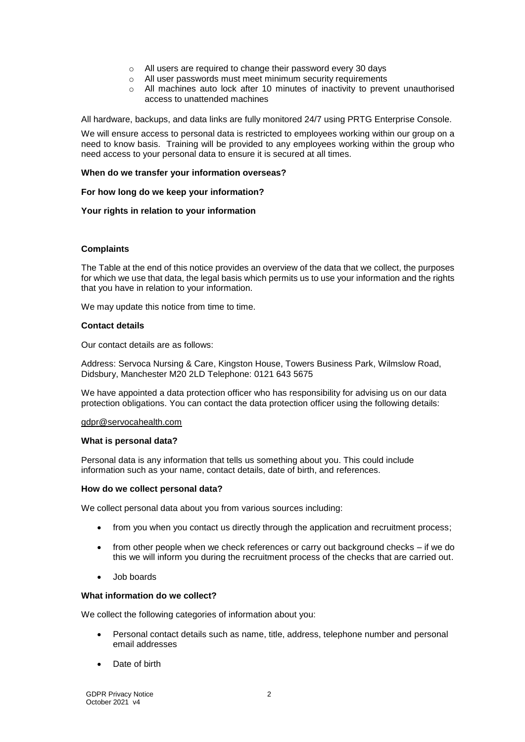- All users are required to change their password every 30 days
- All user passwords must meet minimum security requirements
- All machines auto lock after 10 minutes of inactivity to prevent unauthorised access to unattended machines

All hardware, backups, and data links are fully monitored 24/7 using PRTG Enterprise Console.

We will ensure access to personal data is restricted to employees working within our group on a need to know basis. Training will be provided to any employees working within the group who need access to your personal data to ensure it is secured at all times.

**When do we transfer your information overseas?**

**For how long do we keep your information?**

**Your rights in relation to your information**

**Complaints**

The Table at the end of this notice provides an overview of the data that we collect, the purposes for which we use that data, the legal basis which permits us to use your information and the rights that you have in relation to your information.

We may update this notice from time to time.

**Contact details**

Our contact details are as follows:

Address: Servoca Nursing & Care, Kingston House, Towers Business Park, Wilmslow Road, Didsbury, Manchester M20 2LD Telephone: 0121 643 5675

We have appointed a data protection officer who has responsibility for advising us on our data protection obligations. You can contact the data protection officer using the following details:

gdpr@servocahealth.com

**What is personal data?**

Personal data is any information that tells us something about you. This could include information such as your name, contact details, date of birth, and references.

**How do we collect personal data?**

We collect personal data about you from various sources including:

- from you when you contact us directly through the application and recruitment process;
- from other people when we check references or carry out background checks – if we do this we will inform you during the recruitment process of the checks that are carried out.
- Job boards

**What information do we collect?**

We collect the following categories of information about you:

- Personal contact details such as name, title, address, telephone number and personal email addresses
- Date of birth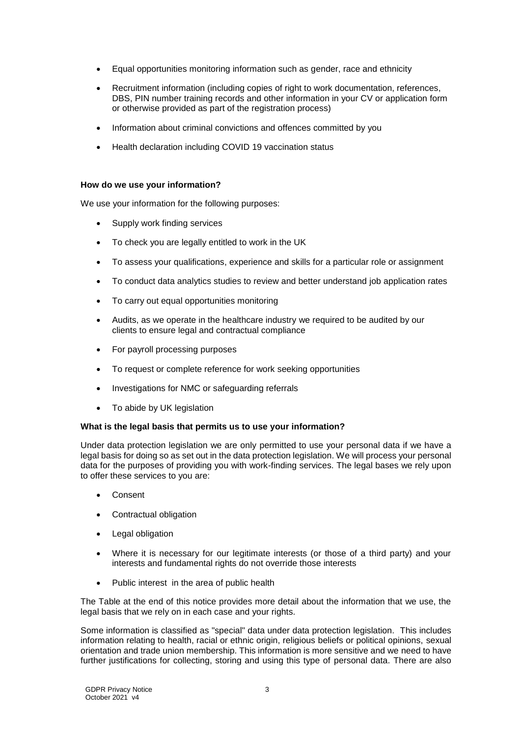- Equal opportunities monitoring information such as gender, race and ethnicity
- Recruitment information (including copies of right to work documentation, references, DBS, PIN number training records and other information in your CV or application form or otherwise provided as part of the registration process)
- Information about criminal convictions and offences committed by you
- Health declaration including COVID 19 vaccination status

**How do we use your information?**

We use your information for the following purposes:

- Supply work finding services
- To check you are legally entitled to work in the UK
- To assess your qualifications, experience and skills for a particular role or assignment
- To conduct data analytics studies to review and better understand job application rates
- To carry out equal opportunities monitoring
- Audits, as we operate in the healthcare industry we required to be audited by our clients to ensure legal and contractual compliance
- For payroll processing purposes
- To request or complete reference for work seeking opportunities
- Investigations for NMC or safeguarding referrals
- To abide by UK legislation

**What is the legal basis that permits us to use your information?**

Under data protection legislation we are only permitted to use your personal data if we have a legal basis for doing so as set out in the data protection legislation. We will process your personal data for the purposes of providing you with work-finding services. The legal bases we rely upon to offer these services to you are:

- Consent
- Contractual obligation
- Legal obligation
- Where it is necessary for our legitimate interests (or those of a third party) and your interests and fundamental rights do not override those interests
- Public interest in the area of public health

The Table at the end of this notice provides more detail about the information that we use, the legal basis that we rely on in each case and your rights.

Some information is classified as "special" data under data protection legislation. This includes information relating to health, racial or ethnic origin, religious beliefs or political opinions, sexual orientation and trade union membership. This information is more sensitive and we need to have further justifications for collecting, storing and using this type of personal data. There are also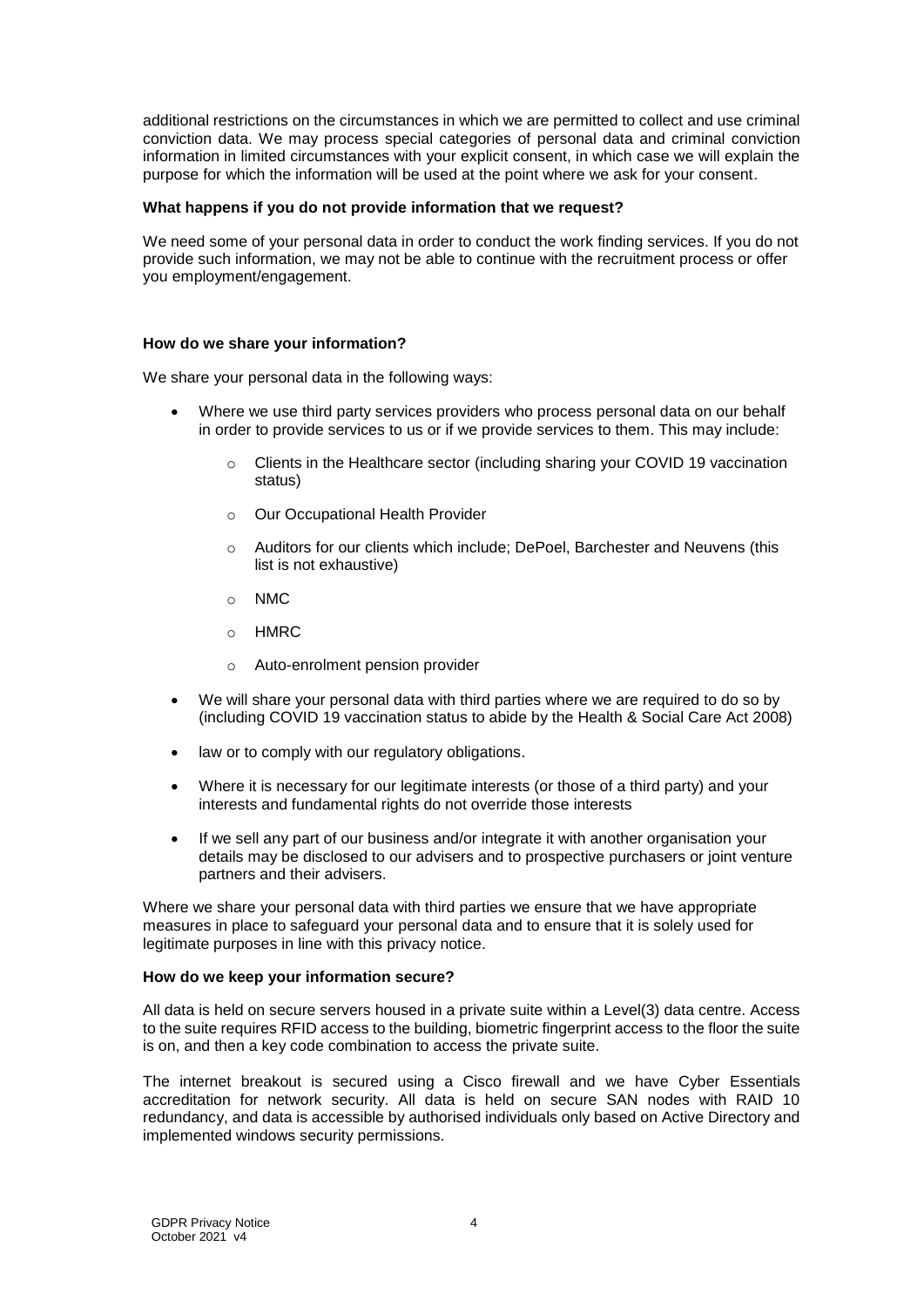additional restrictions on the circumstances in which we are permitted to collect and use criminal conviction data. We may process special categories of personal data and criminal conviction information in limited circumstances with your explicit consent, in which case we will explain the purpose for which the information will be used at the point where we ask for your consent.

**What happens if you do not provide information that we request?**

We need some of your personal data in order to conduct the work finding services. If you do not provide such information, we may not be able to continue with the recruitment process or offer you employment/engagement.

**How do we share your information?**

We share your personal data in the following ways:

- Where we use third party services providers who process personal data on our behalf in order to provide services to us or if we provide services to them. This may include:
    - Clients in the Healthcare sector (including sharing your COVID 19 vaccination status)
    - Our Occupational Health Provider
    - Auditors for our clients which include; DePoel, Barchester and Neuvens (this list is not exhaustive)
    - NMC
    - HMRC
    - Auto-enrolment pension provider
- We will share your personal data with third parties where we are required to do so by (including COVID 19 vaccination status to abide by the Health & Social Care Act 2008)
- law or to comply with our regulatory obligations.
- Where it is necessary for our legitimate interests (or those of a third party) and your interests and fundamental rights do not override those interests
- If we sell any part of our business and/or integrate it with another organisation your details may be disclosed to our advisers and to prospective purchasers or joint venture partners and their advisers.

Where we share your personal data with third parties we ensure that we have appropriate measures in place to safeguard your personal data and to ensure that it is solely used for legitimate purposes in line with this privacy notice.

**How do we keep your information secure?**

All data is held on secure servers housed in a private suite within a Level(3) data centre. Access to the suite requires RFID access to the building, biometric fingerprint access to the floor the suite is on, and then a key code combination to access the private suite.

The internet breakout is secured using a Cisco firewall and we have Cyber Essentials accreditation for network security. All data is held on secure SAN nodes with RAID 10 redundancy, and data is accessible by authorised individuals only based on Active Directory and implemented windows security permissions.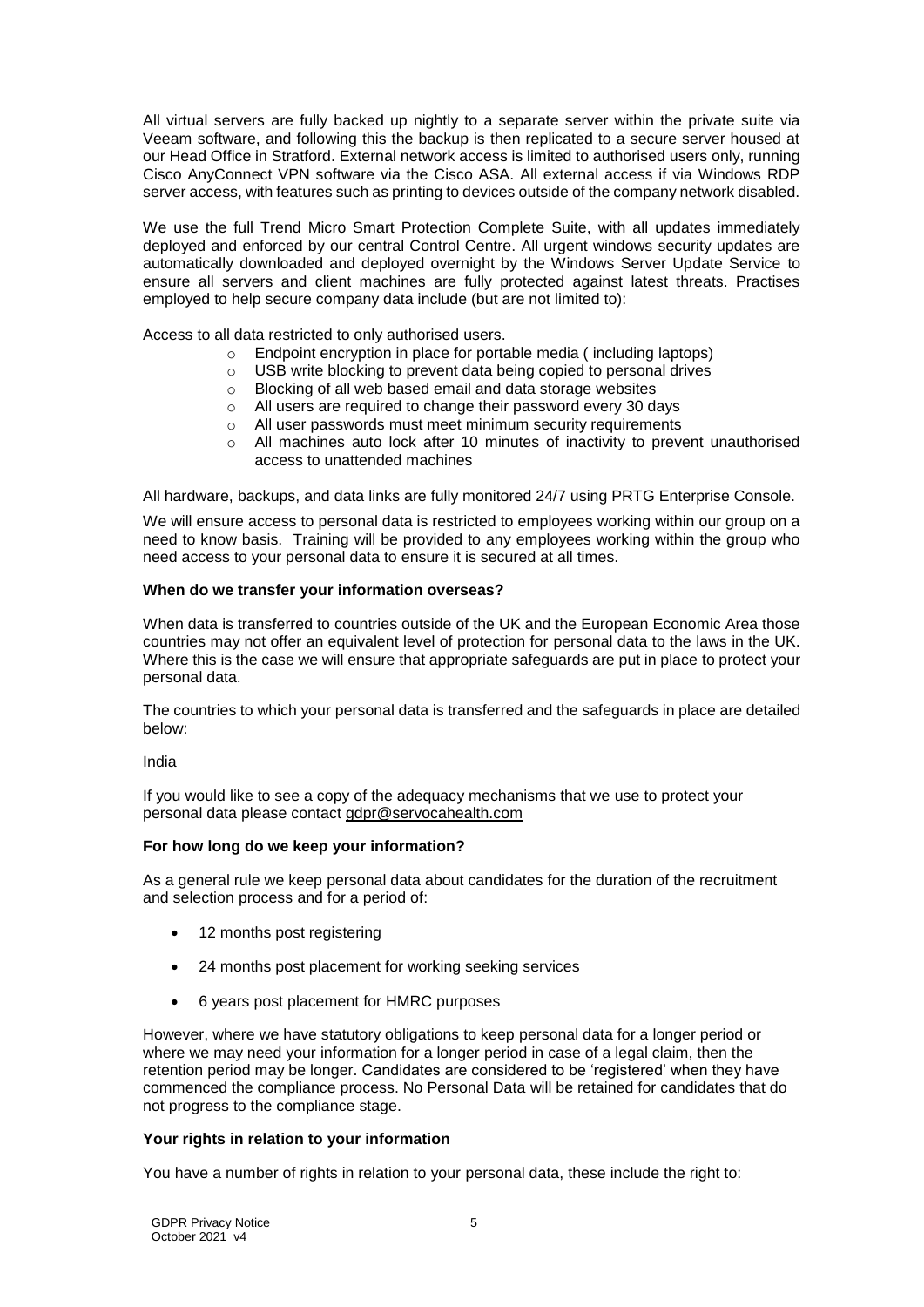All virtual servers are fully backed up nightly to a separate server within the private suite via Veeam software, and following this the backup is then replicated to a secure server housed at our Head Office in Stratford. External network access is limited to authorised users only, running Cisco AnyConnect VPN software via the Cisco ASA. All external access if via Windows RDP server access, with features such as printing to devices outside of the company network disabled.

We use the full Trend Micro Smart Protection Complete Suite, with all updates immediately deployed and enforced by our central Control Centre. All urgent windows security updates are automatically downloaded and deployed overnight by the Windows Server Update Service to ensure all servers and client machines are fully protected against latest threats. Practises employed to help secure company data include (but are not limited to):

Access to all data restricted to only authorised users.

- Endpoint encryption in place for portable media ( including laptops)
- USB write blocking to prevent data being copied to personal drives
- Blocking of all web based email and data storage websites
- All users are required to change their password every 30 days
- All user passwords must meet minimum security requirements
- All machines auto lock after 10 minutes of inactivity to prevent unauthorised access to unattended machines

All hardware, backups, and data links are fully monitored 24/7 using PRTG Enterprise Console.

We will ensure access to personal data is restricted to employees working within our group on a need to know basis. Training will be provided to any employees working within the group who need access to your personal data to ensure it is secured at all times.

**When do we transfer your information overseas?**

When data is transferred to countries outside of the UK and the European Economic Area those countries may not offer an equivalent level of protection for personal data to the laws in the UK. Where this is the case we will ensure that appropriate safeguards are put in place to protect your personal data.

The countries to which your personal data is transferred and the safeguards in place are detailed below:

India

If you would like to see a copy of the adequacy mechanisms that we use to protect your personal data please contact gdpr@servocahealth.com

**For how long do we keep your information?**

As a general rule we keep personal data about candidates for the duration of the recruitment and selection process and for a period of:

- 12 months post registering
- 24 months post placement for working seeking services
- 6 years post placement for HMRC purposes

However, where we have statutory obligations to keep personal data for a longer period or where we may need your information for a longer period in case of a legal claim, then the retention period may be longer. Candidates are considered to be 'registered' when they have commenced the compliance process. No Personal Data will be retained for candidates that do not progress to the compliance stage.

**Your rights in relation to your information**

You have a number of rights in relation to your personal data, these include the right to: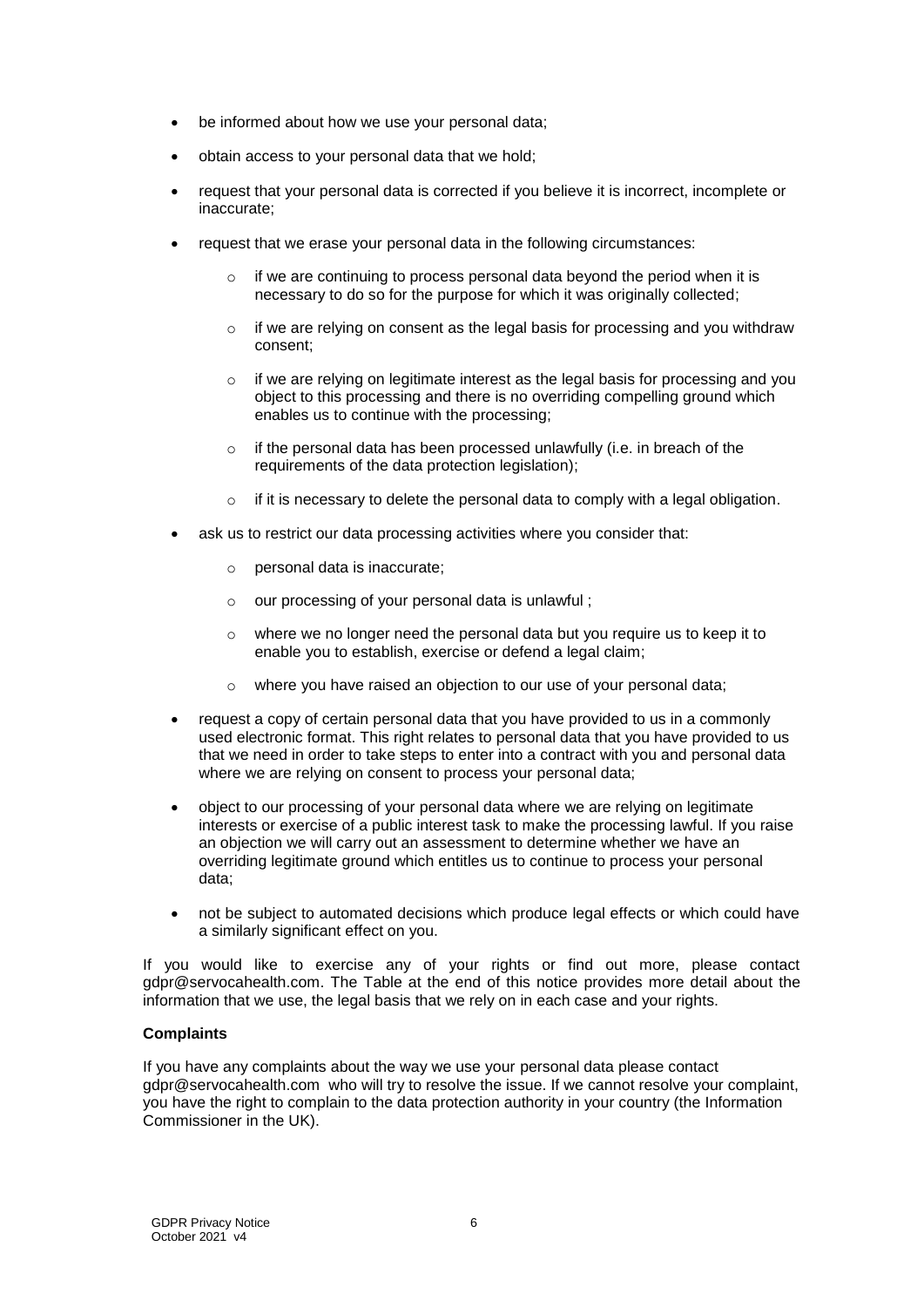- be informed about how we use your personal data;
- obtain access to your personal data that we hold;
- request that your personal data is corrected if you believe it is incorrect, incomplete or inaccurate;
- request that we erase your personal data in the following circumstances:
  - if we are continuing to process personal data beyond the period when it is necessary to do so for the purpose for which it was originally collected;
  - if we are relying on consent as the legal basis for processing and you withdraw consent;
  - if we are relying on legitimate interest as the legal basis for processing and you object to this processing and there is no overriding compelling ground which enables us to continue with the processing;
  - if the personal data has been processed unlawfully (i.e. in breach of the requirements of the data protection legislation);
  - if it is necessary to delete the personal data to comply with a legal obligation.
- ask us to restrict our data processing activities where you consider that:
  - personal data is inaccurate;
  - our processing of your personal data is unlawful ;
  - where we no longer need the personal data but you require us to keep it to enable you to establish, exercise or defend a legal claim;
  - where you have raised an objection to our use of your personal data;
- request a copy of certain personal data that you have provided to us in a commonly used electronic format. This right relates to personal data that you have provided to us that we need in order to take steps to enter into a contract with you and personal data where we are relying on consent to process your personal data;
- object to our processing of your personal data where we are relying on legitimate interests or exercise of a public interest task to make the processing lawful. If you raise an objection we will carry out an assessment to determine whether we have an overriding legitimate ground which entitles us to continue to process your personal data;
- not be subject to automated decisions which produce legal effects or which could have a similarly significant effect on you.

If you would like to exercise any of your rights or find out more, please contact gdpr@servocahealth.com. The Table at the end of this notice provides more detail about the information that we use, the legal basis that we rely on in each case and your rights.

**Complaints**

If you have any complaints about the way we use your personal data please contact gdpr@servocahealth.com who will try to resolve the issue. If we cannot resolve your complaint, you have the right to complain to the data protection authority in your country (the Information Commissioner in the UK).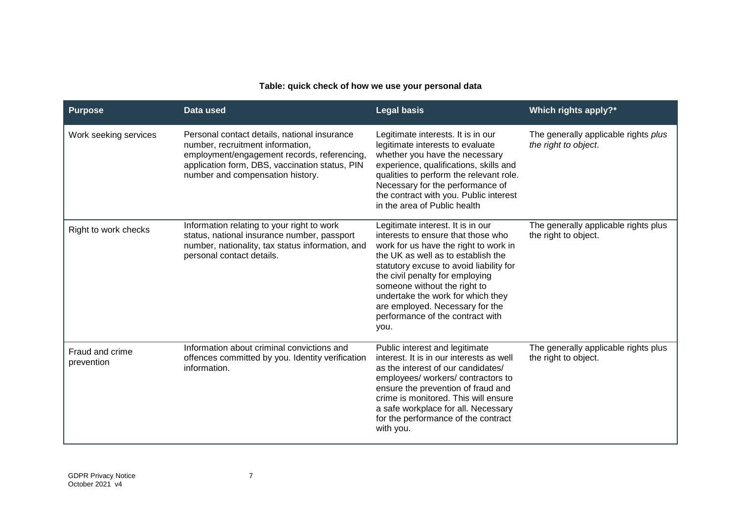**Table: quick check of how we use your personal data**

| Purpose | Data used | Legal basis | Which rights apply?* |
|---|---|---|---|
| Work seeking services | Personal contact details, national insurance number, recruitment information, employment/engagement records, referencing, application form, DBS, vaccination status, PIN number and compensation history. | Legitimate interests. It is in our legitimate interests to evaluate whether you have the necessary experience, qualifications, skills and qualities to perform the relevant role. Necessary for the performance of the contract with you. Public interest in the area of Public health | The generally applicable rights *plus the right to object*. |
| Right to work checks | Information relating to your right to work status, national insurance number, passport number, nationality, tax status information, and personal contact details. | Legitimate interest. It is in our interests to ensure that those who work for us have the right to work in the UK as well as to establish the statutory excuse to avoid liability for the civil penalty for employing someone without the right to undertake the work for which they are employed. Necessary for the performance of the contract with you. | The generally applicable rights plus the right to object. |
| Fraud and crime prevention | Information about criminal convictions and offences committed by you. Identity verification information. | Public interest and legitimate interest. It is in our interests as well as the interest of our candidates/ employees/ workers/ contractors to ensure the prevention of fraud and crime is monitored. This will ensure a safe workplace for all. Necessary for the performance of the contract with you. | The generally applicable rights plus the right to object. |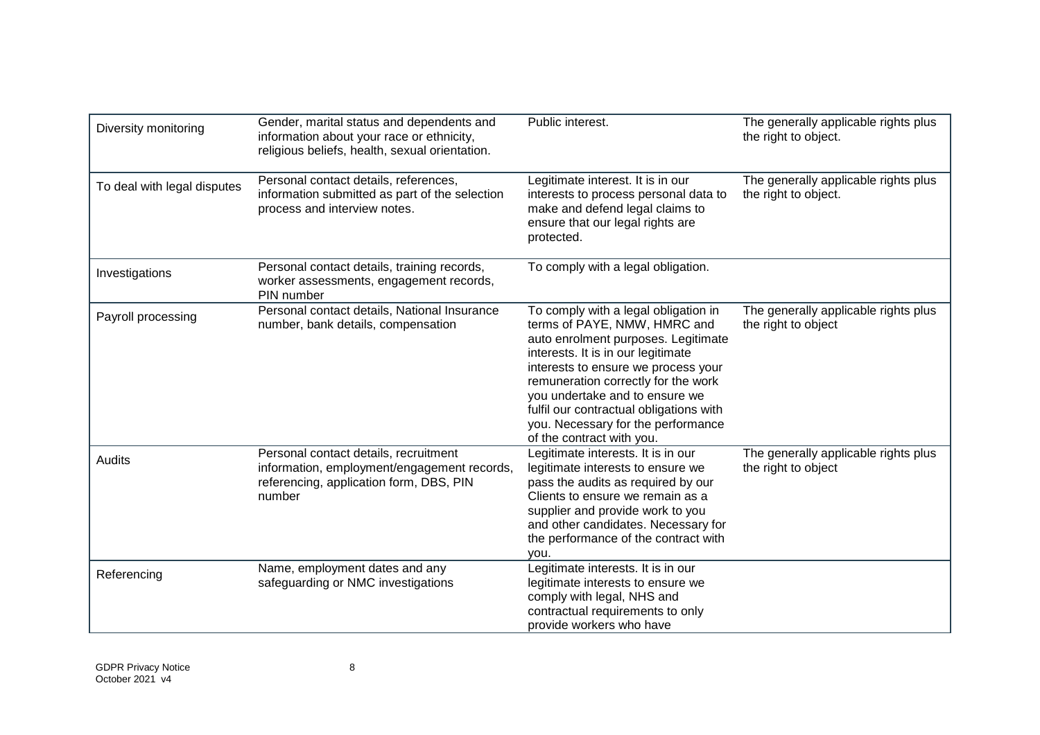| | | | |
|---|---|---|---|
| Diversity monitoring | Gender, marital status and dependents and information about your race or ethnicity, religious beliefs, health, sexual orientation. | Public interest. | The generally applicable rights plus the right to object. |
| To deal with legal disputes | Personal contact details, references, information submitted as part of the selection process and interview notes. | Legitimate interest. It is in our interests to process personal data to make and defend legal claims to ensure that our legal rights are protected. | The generally applicable rights plus the right to object. |
| Investigations | Personal contact details, training records, worker assessments, engagement records, PIN number | To comply with a legal obligation. | |
| Payroll processing | Personal contact details, National Insurance number, bank details, compensation | To comply with a legal obligation in terms of PAYE, NMW, HMRC and auto enrolment purposes. Legitimate interests. It is in our legitimate interests to ensure we process your remuneration correctly for the work you undertake and to ensure we fulfil our contractual obligations with you. Necessary for the performance of the contract with you. | The generally applicable rights plus the right to object |
| Audits | Personal contact details, recruitment information, employment/engagement records, referencing, application form, DBS, PIN number | Legitimate interests. It is in our legitimate interests to ensure we pass the audits as required by our Clients to ensure we remain as a supplier and provide work to you and other candidates. Necessary for the performance of the contract with you. | The generally applicable rights plus the right to object |
| Referencing | Name, employment dates and any safeguarding or NMC investigations | Legitimate interests. It is in our legitimate interests to ensure we comply with legal, NHS and contractual requirements to only provide workers who have | |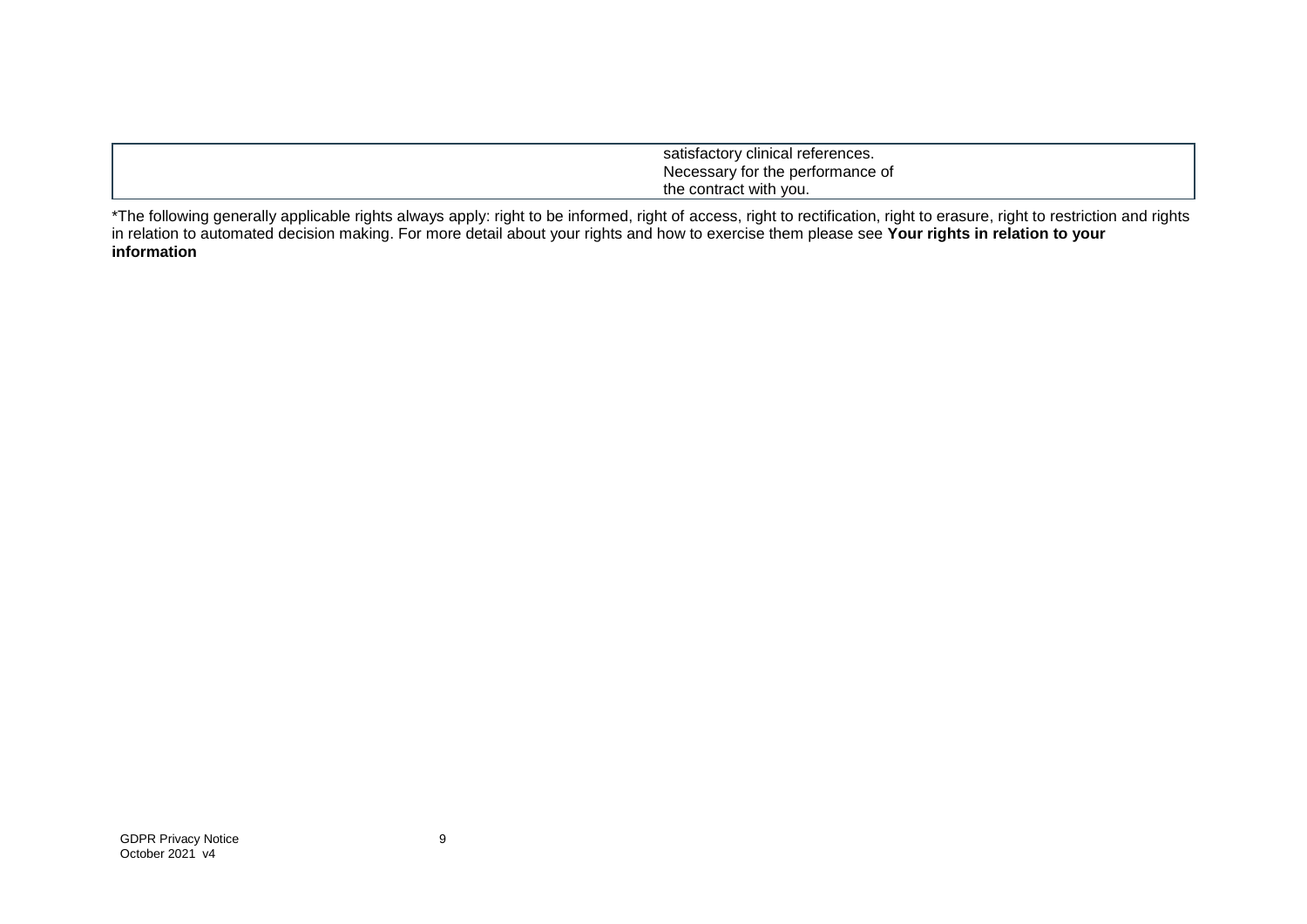| | |
|---|---|
| | satisfactory clinical references. Necessary for the performance of the contract with you. |

*The following generally applicable rights always apply: right to be informed, right of access, right to rectification, right to erasure, right to restriction and rights in relation to automated decision making. For more detail about your rights and how to exercise them please see **Your rights in relation to your information**